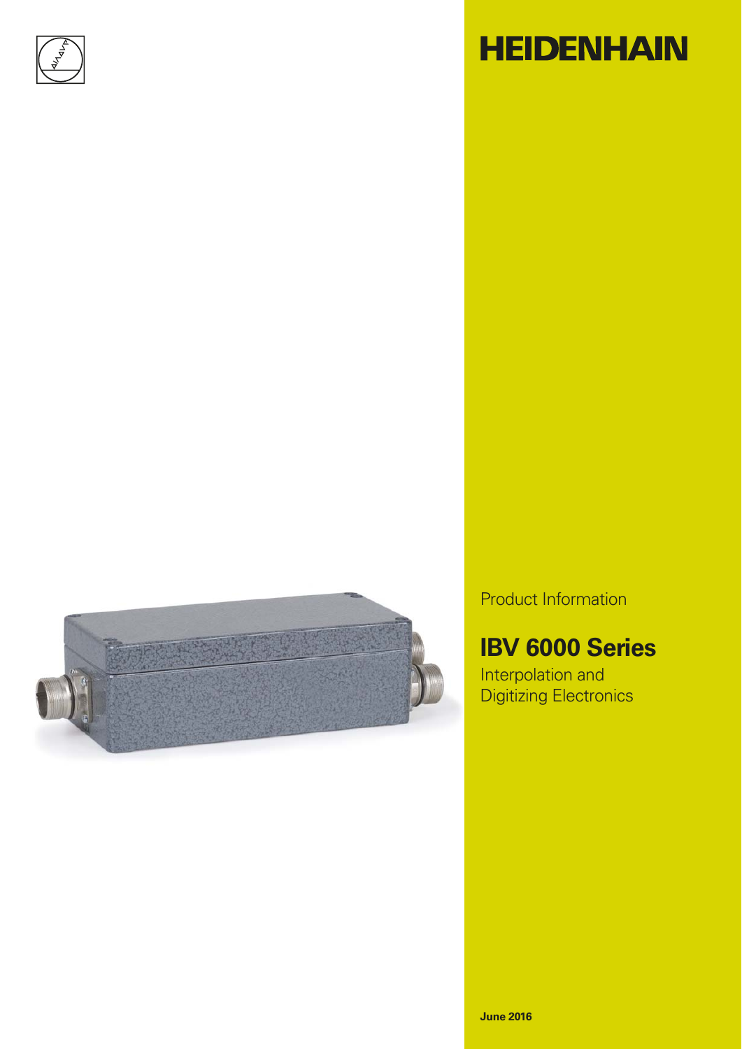HEIDENHAIN

Product Information

# IBV 6000 Series

Interpolation and
Digitizing Electronics

**June 2016**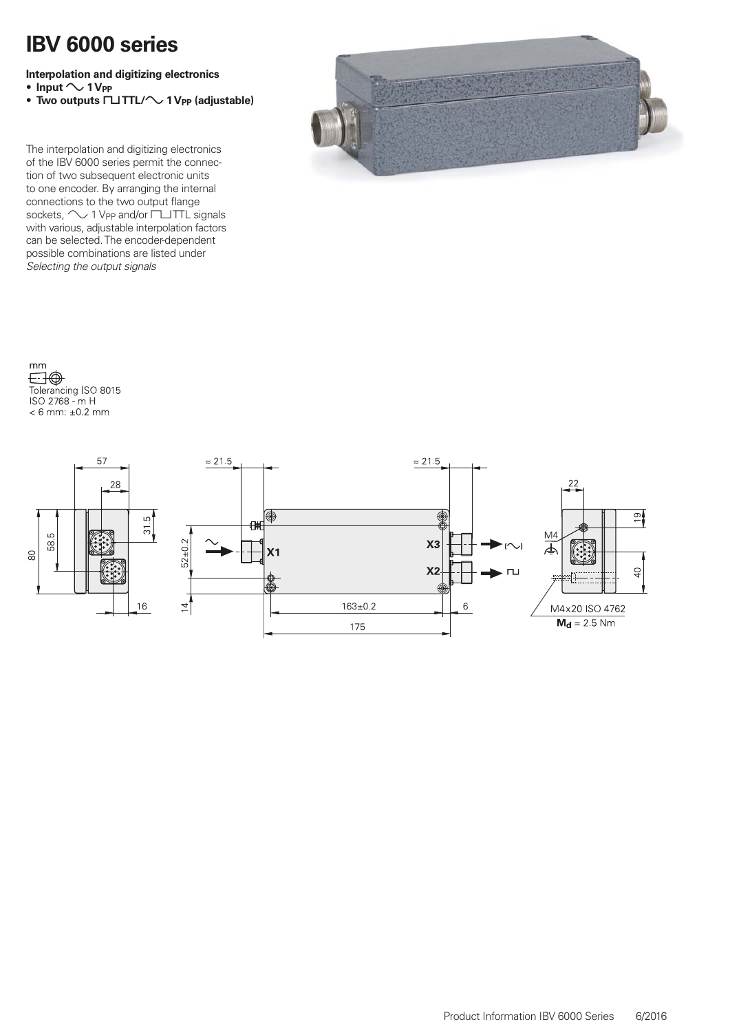# IBV 6000 series

**Interpolation and digitizing electronics**

- **Input ∿ 1 $V_{PP}$**
- **Two outputs ⊓⊔TTL/∿ 1 $V_{PP}$ (adjustable)**

The interpolation and digitizing electronics of the IBV 6000 series permit the connection of two subsequent electronic units to one encoder. By arranging the internal connections to the two output flange sockets, ∿ 1 $V_{PP}$ and/or ⊓⊔TTL signals with various, adjustable interpolation factors can be selected. The encoder-dependent possible combinations are listed under *Selecting the output signals*

mm

Tolerancing ISO 8015
ISO 2768 - m H
< 6 mm: ±0.2 mm

57, 28, 31.5, 58.5, 80, 16

≈ 21.5, ≈ 21.5, X1, X3, X2, 52±0.2, 14, 163±0.2, 6, 175

22, 19, M4, 40, M4x20 ISO 4762, $\mathbf{M_d}$ = 2.5 Nm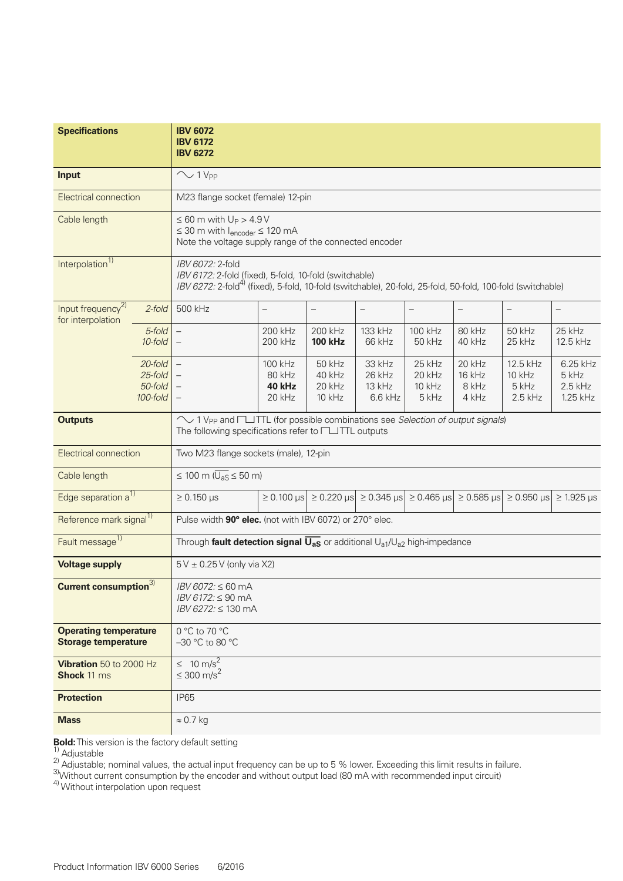| Specifications | | **IBV 6072**<br>**IBV 6172**<br>**IBV 6272** | | | | | | | |
|---|---|---|---|---|---|---|---|---|---|
| **Input** | | ∿ 1 $V_{PP}$ | | | | | | | |
| Electrical connection | | M23 flange socket (female) 12-pin | | | | | | | |
| Cable length | | ≤ 60 m with $U_P$ > 4.9 V<br>≤ 30 m with $I_{encoder}$ ≤ 120 mA<br>Note the voltage supply range of the connected encoder | | | | | | | |
| Interpolation[1] | | *IBV 6072:* 2-fold<br>*IBV 6172:* 2-fold (fixed), 5-fold, 10-fold (switchable)<br>*IBV 6272:* 2-fold[4] (fixed), 5-fold, 10-fold (switchable), 20-fold, 25-fold, 50-fold, 100-fold (switchable) | | | | | | | |
| Input frequency[2] for interpolation | *2-fold* | 500 kHz | – | – | – | – | – | – | – |
| | *5-fold*<br>*10-fold* | –<br>– | 200 kHz<br>200 kHz | 200 kHz<br>**100 kHz** | 133 kHz<br>66 kHz | 100 kHz<br>50 kHz | 80 kHz<br>40 kHz | 50 kHz<br>25 kHz | 25 kHz<br>12.5 kHz |
| | *20-fold*<br>*25-fold*<br>*50-fold*<br>*100-fold* | –<br>–<br>–<br>– | 100 kHz<br>80 kHz<br>**40 kHz**<br>20 kHz | 50 kHz<br>40 kHz<br>20 kHz<br>10 kHz | 33 kHz<br>26 kHz<br>13 kHz<br>6.6 kHz | 25 kHz<br>20 kHz<br>10 kHz<br>5 kHz | 20 kHz<br>16 kHz<br>8 kHz<br>4 kHz | 12.5 kHz<br>10 kHz<br>5 kHz<br>2.5 kHz | 6.25 kHz<br>5 kHz<br>2.5 kHz<br>1.25 kHz |
| **Outputs** | | ∿ 1 $V_{PP}$ and ⊓⊔TTL (for possible combinations see *Selection of output signals*)<br>The following specifications refer to ⊓⊔TTL outputs | | | | | | | |
| Electrical connection | | Two M23 flange sockets (male), 12-pin | | | | | | | |
| Cable length | | ≤ 100 m ($\overline{U_{aS}}$ ≤ 50 m) | | | | | | | |
| Edge separation a[1] | | ≥ 0.150 µs | ≥ 0.100 µs | ≥ 0.220 µs | ≥ 0.345 µs | ≥ 0.465 µs | ≥ 0.585 µs | ≥ 0.950 µs | ≥ 1.925 µs |
| Reference mark signal[1] | | Pulse width **90° elec.** (not with IBV 6072) or 270° elec. | | | | | | | |
| Fault message[1] | | Through **fault detection signal $\overline{U_{aS}}$** or additional $U_{a1}$/$U_{a2}$ high-impedance | | | | | | | |
| **Voltage supply** | | 5 V ± 0.25 V (only via X2) | | | | | | | |
| **Current consumption**[3] | | *IBV 6072:* ≤ 60 mA<br>*IBV 6172:* ≤ 90 mA<br>*IBV 6272:* ≤ 130 mA | | | | | | | |
| **Operating temperature**<br>**Storage temperature** | | 0 °C to 70 °C<br>–30 °C to 80 °C | | | | | | | |
| **Vibration** 50 to 2000 Hz<br>**Shock** 11 ms | | ≤ 10 $m/s^2$<br>≤ 300 $m/s^2$ | | | | | | | |
| **Protection** | | IP65 | | | | | | | |
| **Mass** | | ≈ 0.7 kg | | | | | | | |

**Bold:** This version is the factory default setting
[1] Adjustable
[2] Adjustable; nominal values, the actual input frequency can be up to 5 % lower. Exceeding this limit results in failure.
[3] Without current consumption by the encoder and without output load (80 mA with recommended input circuit)
[4] Without interpolation upon request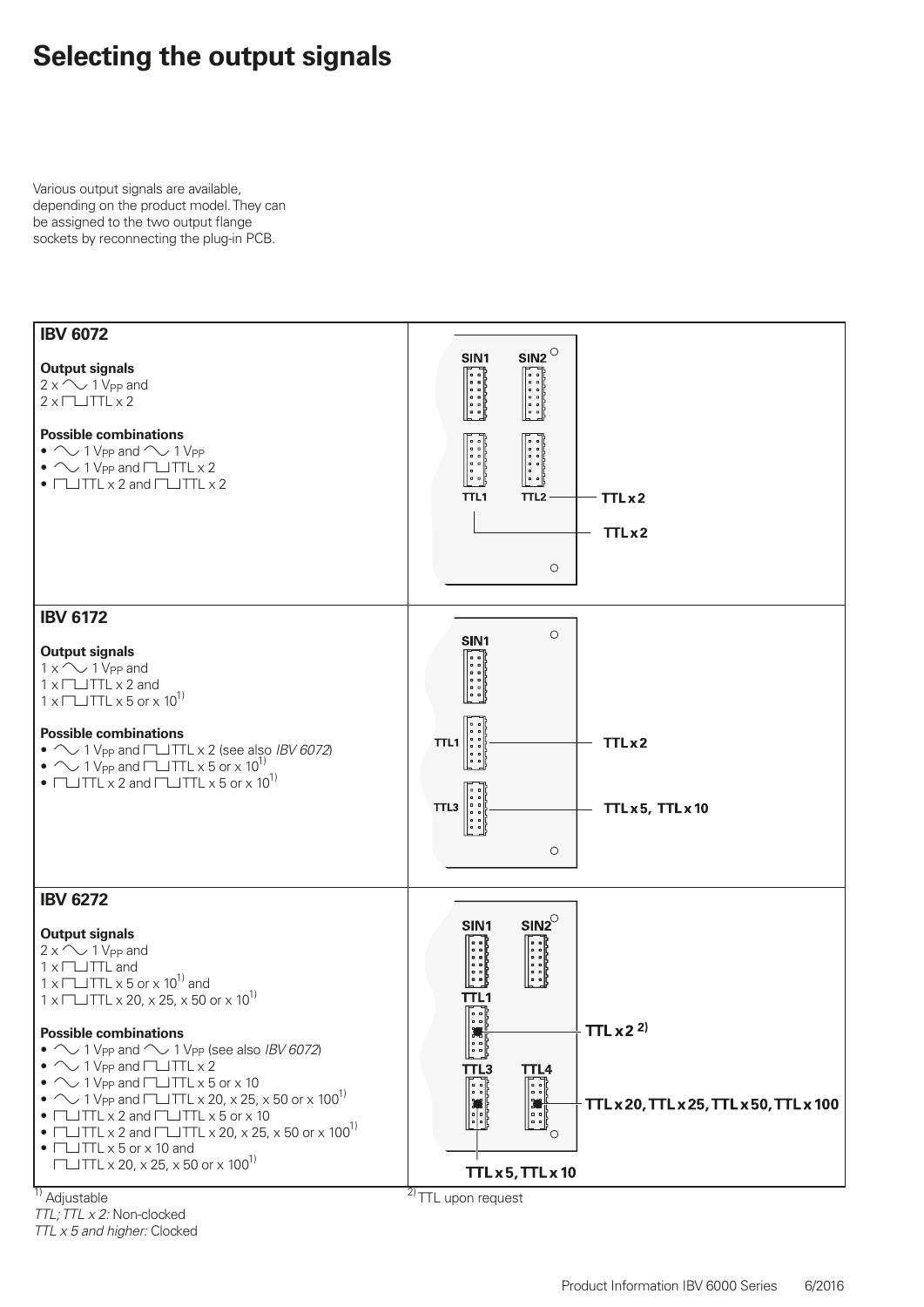# Selecting the output signals

Various output signals are available, depending on the product model. They can be assigned to the two output flange sockets by reconnecting the plug-in PCB.

## IBV 6072

**Output signals**
2 x ∿ 1 $V_{PP}$ and
2 x ⊓⊔ TTL x 2

**Possible combinations**

- ∿ 1 $V_{PP}$ and ∿ 1 $V_{PP}$
- ∿ 1 $V_{PP}$ and ⊓⊔ TTL x 2
- ⊓⊔ TTL x 2 and ⊓⊔ TTL x 2

SIN1 SIN2
TTL1 TTL2 — TTL x 2
TTL x 2

## IBV 6172

**Output signals**
1 x ∿ 1 $V_{PP}$ and
1 x ⊓⊔ TTL x 2 and
1 x ⊓⊔ TTL x 5 or x 10[1)]

**Possible combinations**

- ∿ 1 $V_{PP}$ and ⊓⊔ TTL x 2 (see also *IBV 6072*)
- ∿ 1 $V_{PP}$ and ⊓⊔ TTL x 5 or x 10[1)]
- ⊓⊔ TTL x 2 and ⊓⊔ TTL x 5 or x 10[1)]

SIN1
TTL1 — TTL x 2
TTL3 — TTL x 5, TTL x 10

## IBV 6272

**Output signals**
2 x ∿ 1 $V_{PP}$ and
1 x ⊓⊔ TTL and
1 x ⊓⊔ TTL x 5 or x 10[1)] and
1 x ⊓⊔ TTL x 20, x 25, x 50 or x 10[1)]

**Possible combinations**

- ∿ 1 $V_{PP}$ and ∿ 1 $V_{PP}$ (see also *IBV 6072*)
- ∿ 1 $V_{PP}$ and ⊓⊔ TTL x 2
- ∿ 1 $V_{PP}$ and ⊓⊔ TTL x 5 or x 10
- ∿ 1 $V_{PP}$ and ⊓⊔ TTL x 20, x 25, x 50 or x 100[1)]
- ⊓⊔ TTL x 2 and ⊓⊔ TTL x 5 or x 10
- ⊓⊔ TTL x 2 and ⊓⊔ TTL x 20, x 25, x 50 or x 100[1)]
- ⊓⊔ TTL x 5 or x 10 and
  ⊓⊔ TTL x 20, x 25, x 50 or x 100[1)]

SIN1 SIN2
TTL1 — TTL x 2[2)]
TTL3 TTL4 — TTL x 20, TTL x 25, TTL x 50, TTL x 100
TTL x 5, TTL x 10

[1)] Adjustable
*TTL; TTL x 2:* Non-clocked
*TTL x 5 and higher:* Clocked

[2)] TTL upon request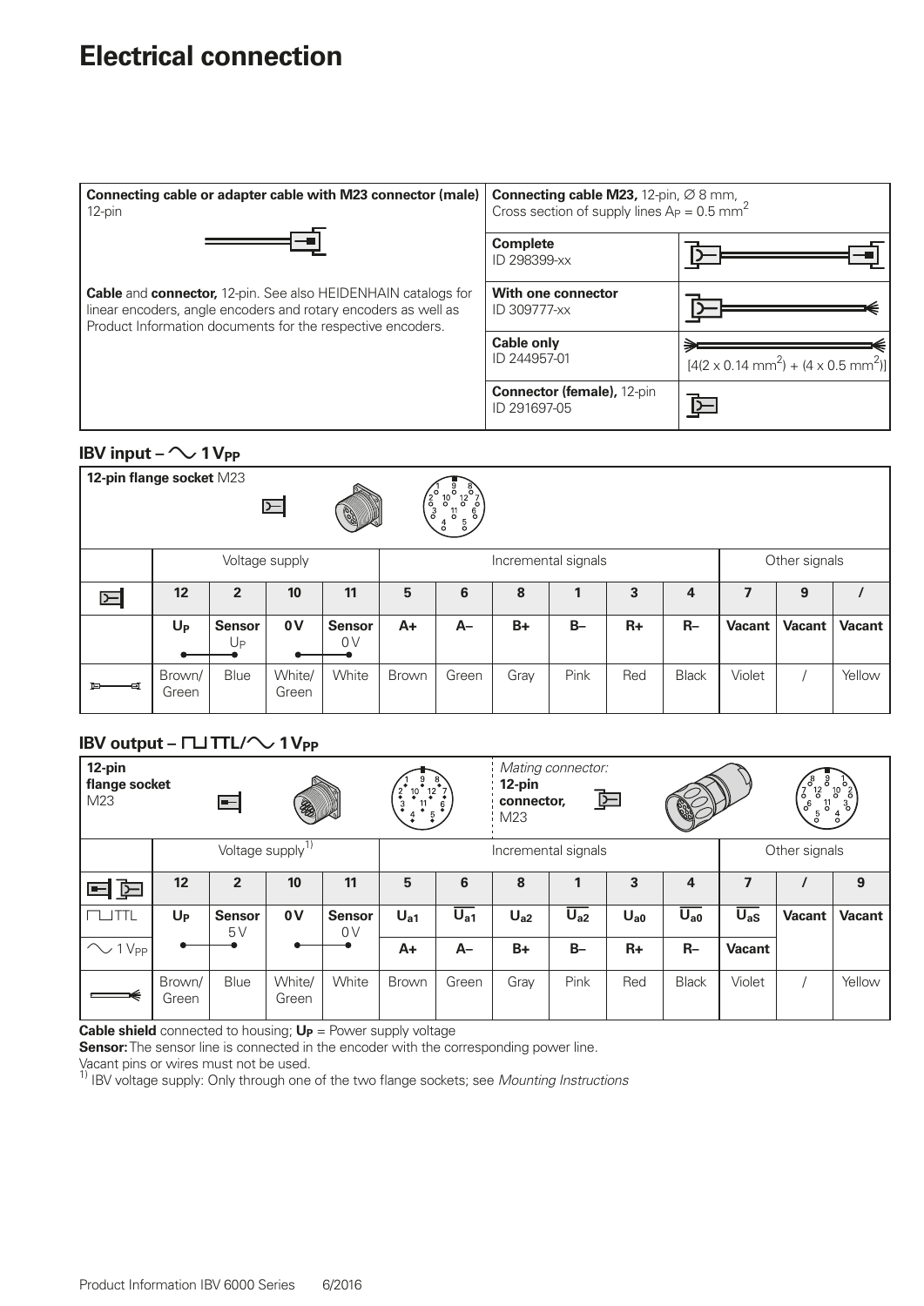# Electrical connection

| Connecting cable or adapter cable with M23 connector (male) 12-pin | Connecting cable M23, 12-pin, Ø 8 mm, Cross section of supply lines $A_P$ = 0.5 mm[2] | |
|---|---|---|
| | Complete ID 298399-xx | |
| **Cable** and **connector,** 12-pin. See also HEIDENHAIN catalogs for linear encoders, angle encoders and rotary encoders as well as Product Information documents for the respective encoders. | With one connector ID 309777-xx | |
| | Cable only ID 244957-01 | [4(2 x 0.14 mm[2]) + (4 x 0.5 mm[2])] |
| | Connector (female), 12-pin ID 291697-05 | |

## IBV input – ∼ 1 $V_{PP}$

**12-pin flange socket** M23

| | Voltage supply | | | | Incremental signals | | | | | | Other signals | | |
|---|---|---|---|---|---|---|---|---|---|---|---|---|---|
| | 12 | 2 | 10 | 11 | 5 | 6 | 8 | 1 | 3 | 4 | 7 | 9 | / |
| | $U_P$ | Sensor $U_P$ | 0 V | Sensor 0 V | A+ | A– | B+ | B– | R+ | R– | Vacant | Vacant | Vacant |
| | Brown/ Green | Blue | White/ Green | White | Brown | Green | Gray | Pink | Red | Black | Violet | / | Yellow |

## IBV output – ⊓⊔ TTL/∼ 1 $V_{PP}$

**12-pin flange socket** M23

*Mating connector:* **12-pin connector,** M23

| | Voltage supply[1] | | | | Incremental signals | | | | | | Other signals | | |
|---|---|---|---|---|---|---|---|---|---|---|---|---|---|
| | 12 | 2 | 10 | 11 | 5 | 6 | 8 | 1 | 3 | 4 | 7 | / | 9 |
| ⊓⊔ TTL | $U_P$ | Sensor 5 V | 0 V | Sensor 0 V | $U_{a1}$ | $\overline{U_{a1}}$ | $U_{a2}$ | $\overline{U_{a2}}$ | $U_{a0}$ | $\overline{U_{a0}}$ | $\overline{U_{aS}}$ | Vacant | Vacant |
| ∼ 1 $V_{PP}$ | | | | | A+ | A– | B+ | B– | R+ | R– | Vacant | | |
| | Brown/ Green | Blue | White/ Green | White | Brown | Green | Gray | Pink | Red | Black | Violet | / | Yellow |

**Cable shield** connected to housing; $U_P$ = Power supply voltage

**Sensor:** The sensor line is connected in the encoder with the corresponding power line.

Vacant pins or wires must not be used.

[1] IBV voltage supply: Only through one of the two flange sockets; see *Mounting Instructions*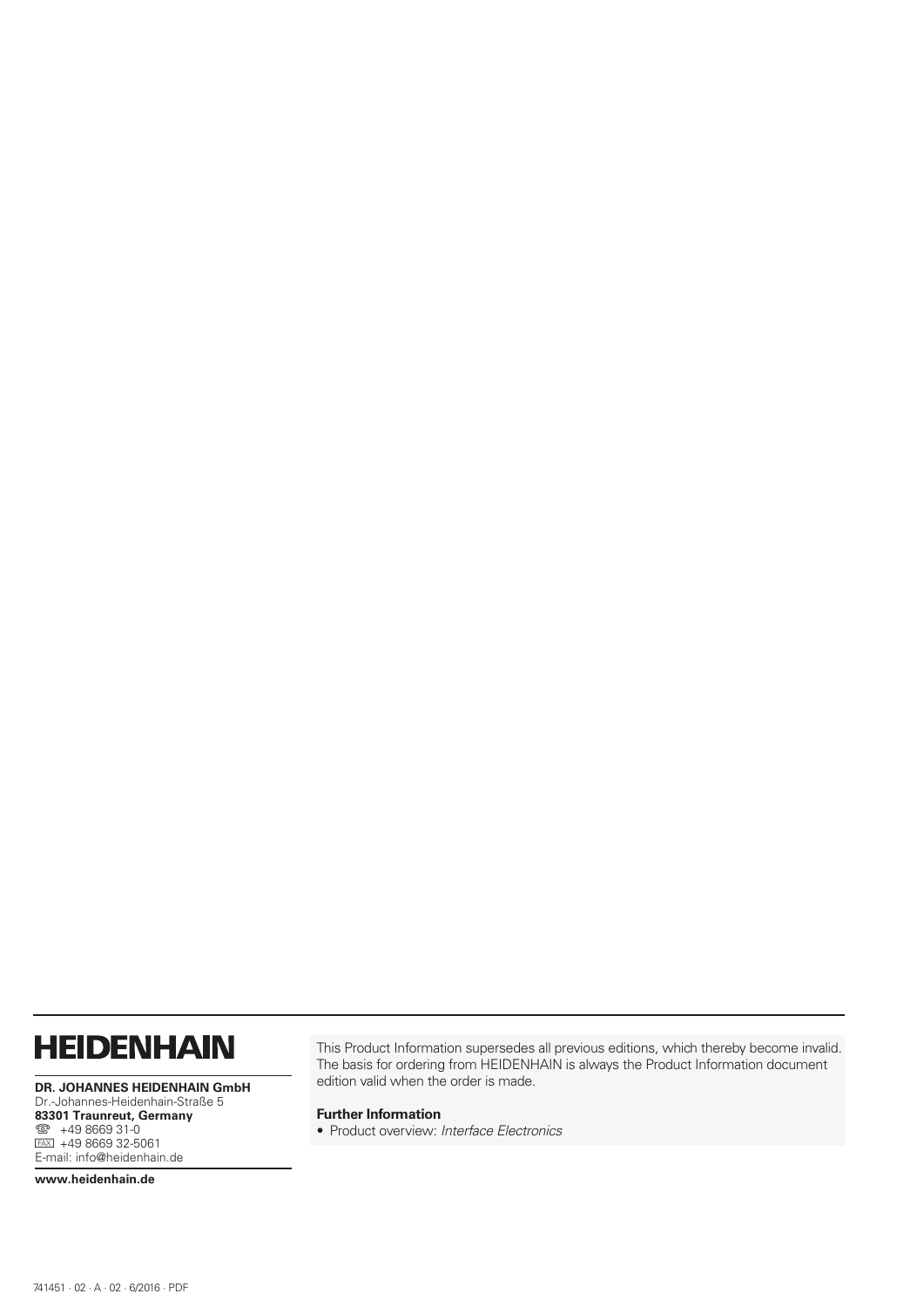**HEIDENHAIN**

**DR. JOHANNES HEIDENHAIN GmbH**
Dr.-Johannes-Heidenhain-Straße 5
**83301 Traunreut, Germany**
☏ +49 8669 31-0
FAX +49 8669 32-5061
E-mail: info@heidenhain.de

**www.heidenhain.de**

This Product Information supersedes all previous editions, which thereby become invalid. The basis for ordering from HEIDENHAIN is always the Product Information document edition valid when the order is made.

**Further Information**

- Product overview: *Interface Electronics*

741451 · 02 · A · 02 · 6/2016 · PDF